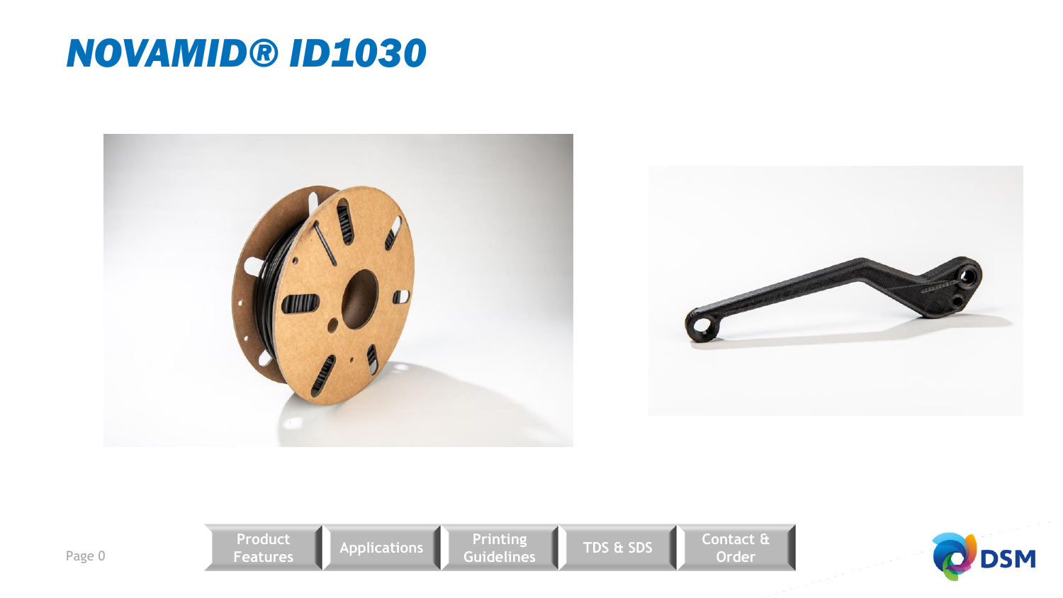# NOVAMID® ID1030

Product Features | Applications | Printing Guidelines | TDS & SDS | Contact & Order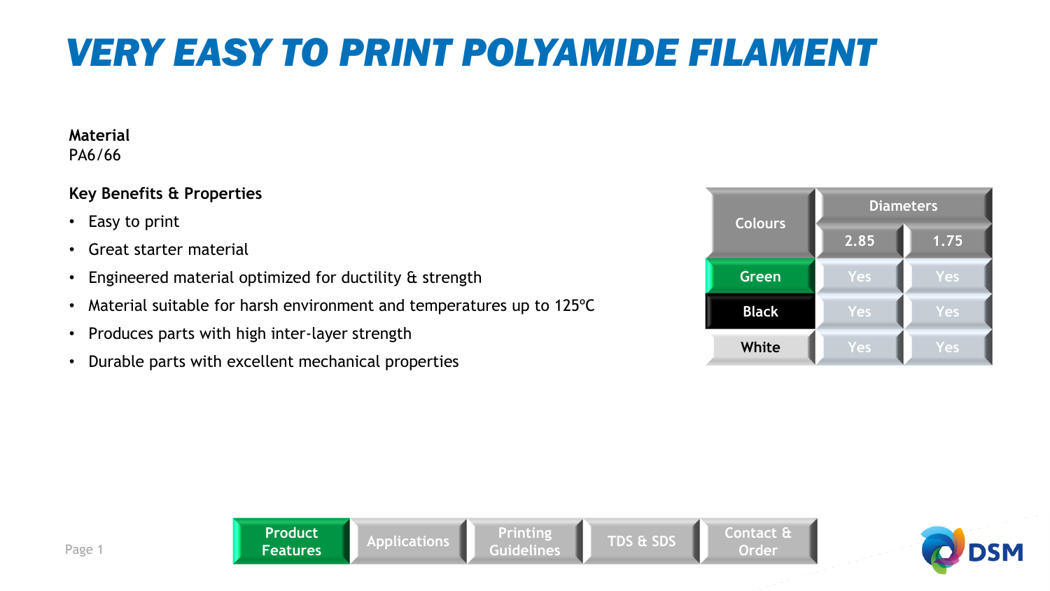# VERY EASY TO PRINT POLYAMIDE FILAMENT

**Material**
PA6/66

**Key Benefits & Properties**

- Easy to print
- Great starter material
- Engineered material optimized for ductility & strength
- Material suitable for harsh environment and temperatures up to 125ºC
- Produces parts with high inter-layer strength
- Durable parts with excellent mechanical properties

| Colours | Diameters | |
|---|---|---|
| | 2.85 | 1.75 |
| Green | Yes | Yes |
| Black | Yes | Yes |
| White | Yes | Yes |

Product Features | Applications | Printing Guidelines | TDS & SDS | Contact & Order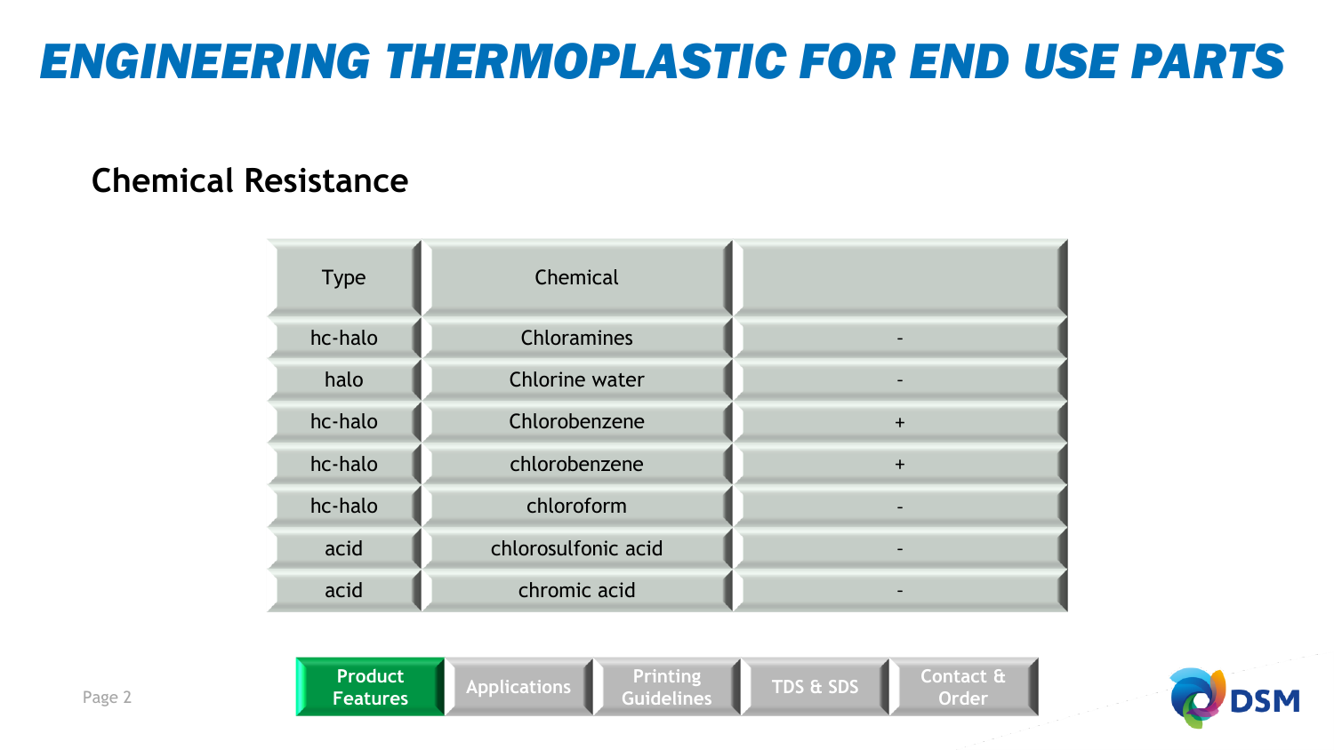# ENGINEERING THERMOPLASTIC FOR END USE PARTS

## Chemical Resistance

| Type | Chemical | |
|---|---|---|
| hc-halo | Chloramines | - |
| halo | Chlorine water | - |
| hc-halo | Chlorobenzene | + |
| hc-halo | chlorobenzene | + |
| hc-halo | chloroform | - |
| acid | chlorosulfonic acid | - |
| acid | chromic acid | - |

Product Features | Applications | Printing Guidelines | TDS & SDS | Contact & Order

DSM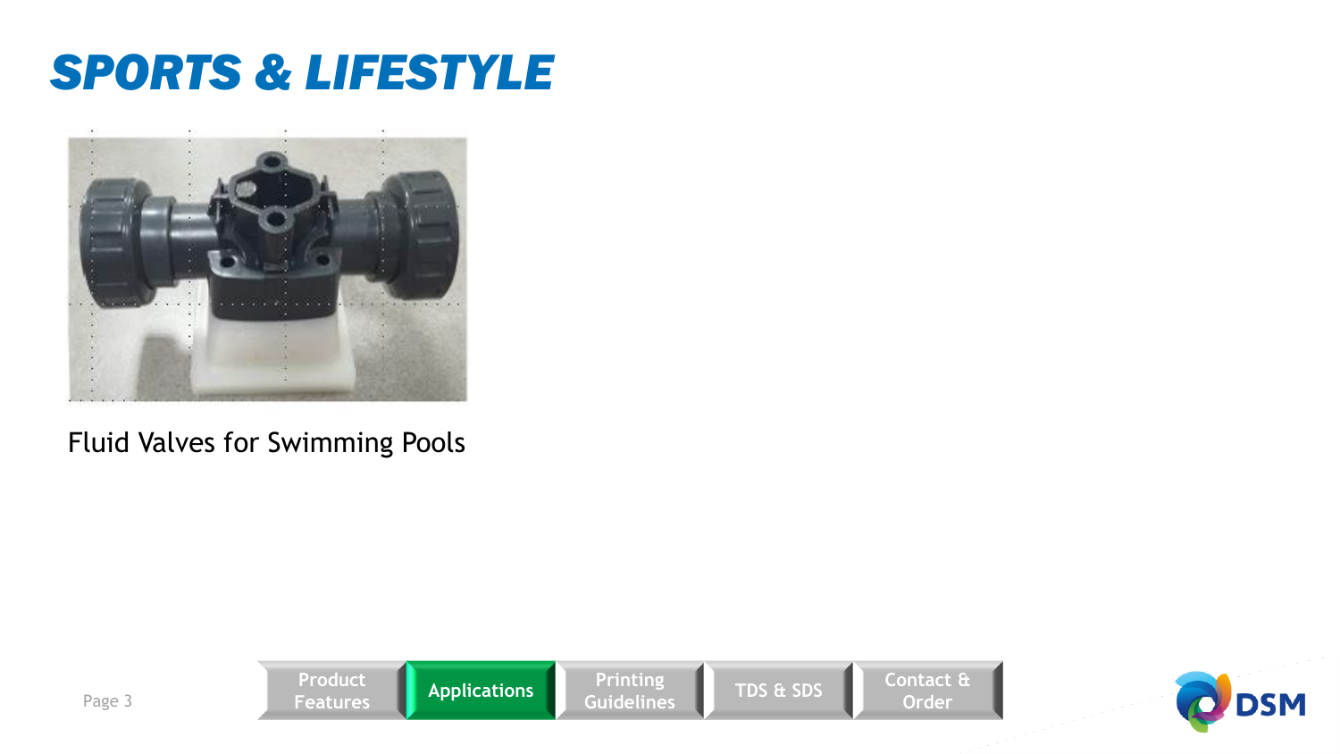# SPORTS & LIFESTYLE

Fluid Valves for Swimming Pools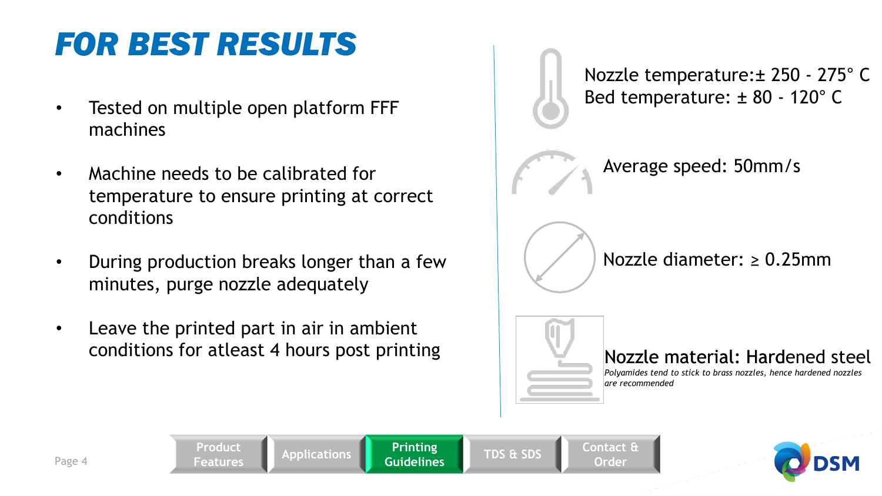# FOR BEST RESULTS

- Tested on multiple open platform FFF machines
- Machine needs to be calibrated for temperature to ensure printing at correct conditions
- During production breaks longer than a few minutes, purge nozzle adequately
- Leave the printed part in air in ambient conditions for atleast 4 hours post printing

Nozzle temperature:± 250 - 275° C
Bed temperature: ± 80 - 120° C

Average speed: 50mm/s

Nozzle diameter: ≥ 0.25mm

Nozzle material: Hardened steel

*Polyamides tend to stick to brass nozzles, hence hardened nozzles are recommended*

Product Features | Applications | Printing Guidelines | TDS & SDS | Contact & Order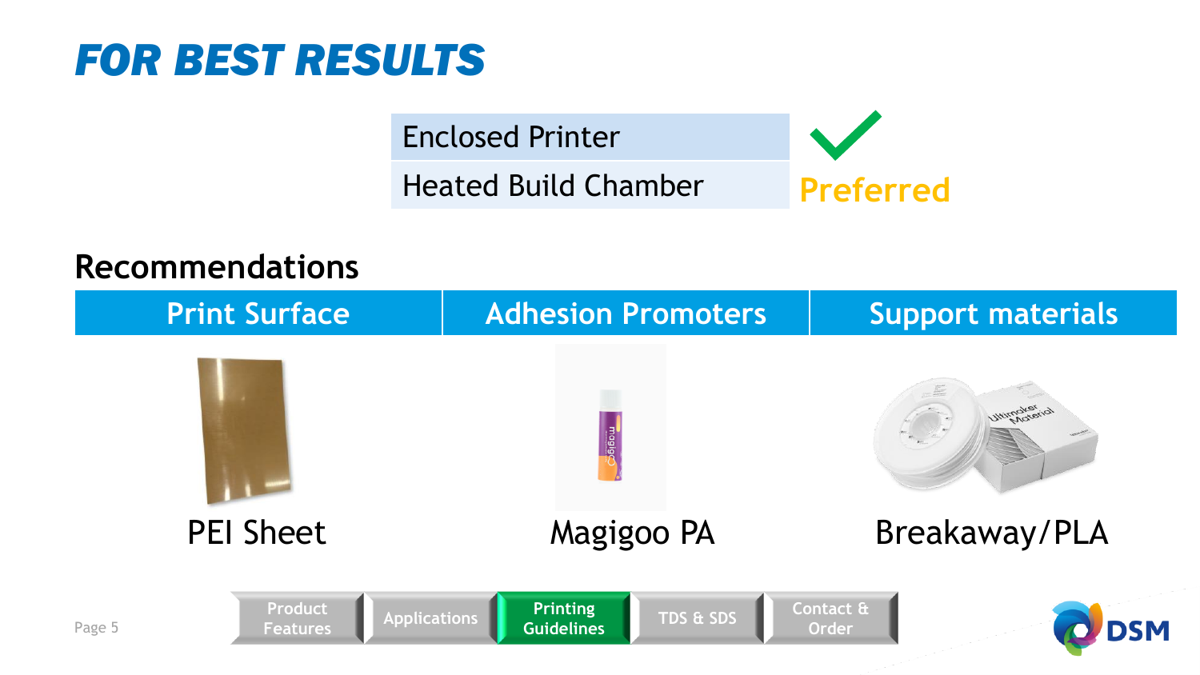# FOR BEST RESULTS

| Enclosed Printer | ✓ |
| --- | --- |
| Heated Build Chamber | Preferred |

## Recommendations

| Print Surface | Adhesion Promoters | Support materials |
| --- | --- | --- |
| PEI Sheet | Magigoo PA | Breakaway/PLA |

Product Features | Applications | Printing Guidelines | TDS & SDS | Contact & Order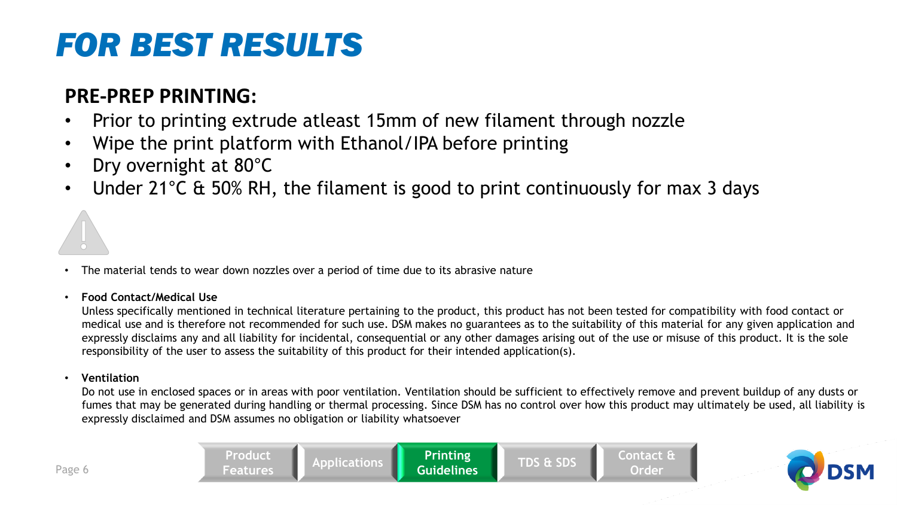# FOR BEST RESULTS

## PRE-PREP PRINTING:

- Prior to printing extrude atleast 15mm of new filament through nozzle
- Wipe the print platform with Ethanol/IPA before printing
- Dry overnight at 80°C
- Under 21°C & 50% RH, the filament is good to print continuously for max 3 days

- The material tends to wear down nozzles over a period of time due to its abrasive nature
- **Food Contact/Medical Use**
  Unless specifically mentioned in technical literature pertaining to the product, this product has not been tested for compatibility with food contact or medical use and is therefore not recommended for such use. DSM makes no guarantees as to the suitability of this material for any given application and expressly disclaims any and all liability for incidental, consequential or any other damages arising out of the use or misuse of this product. It is the sole responsibility of the user to assess the suitability of this product for their intended application(s).
- **Ventilation**
  Do not use in enclosed spaces or in areas with poor ventilation. Ventilation should be sufficient to effectively remove and prevent buildup of any dusts or fumes that may be generated during handling or thermal processing. Since DSM has no control over how this product may ultimately be used, all liability is expressly disclaimed and DSM assumes no obligation or liability whatsoever

Product Features | Applications | Printing Guidelines | TDS & SDS | Contact & Order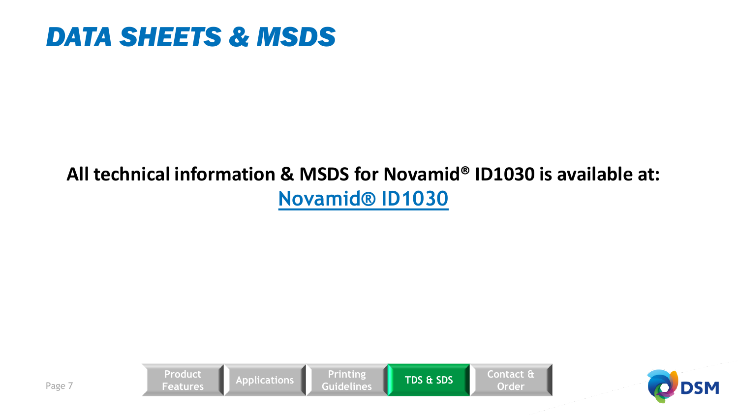# DATA SHEETS & MSDS

**All technical information & MSDS for Novamid® ID1030 is available at:**

**Novamid® ID1030**

Product Features | Applications | Printing Guidelines | TDS & SDS | Contact & Order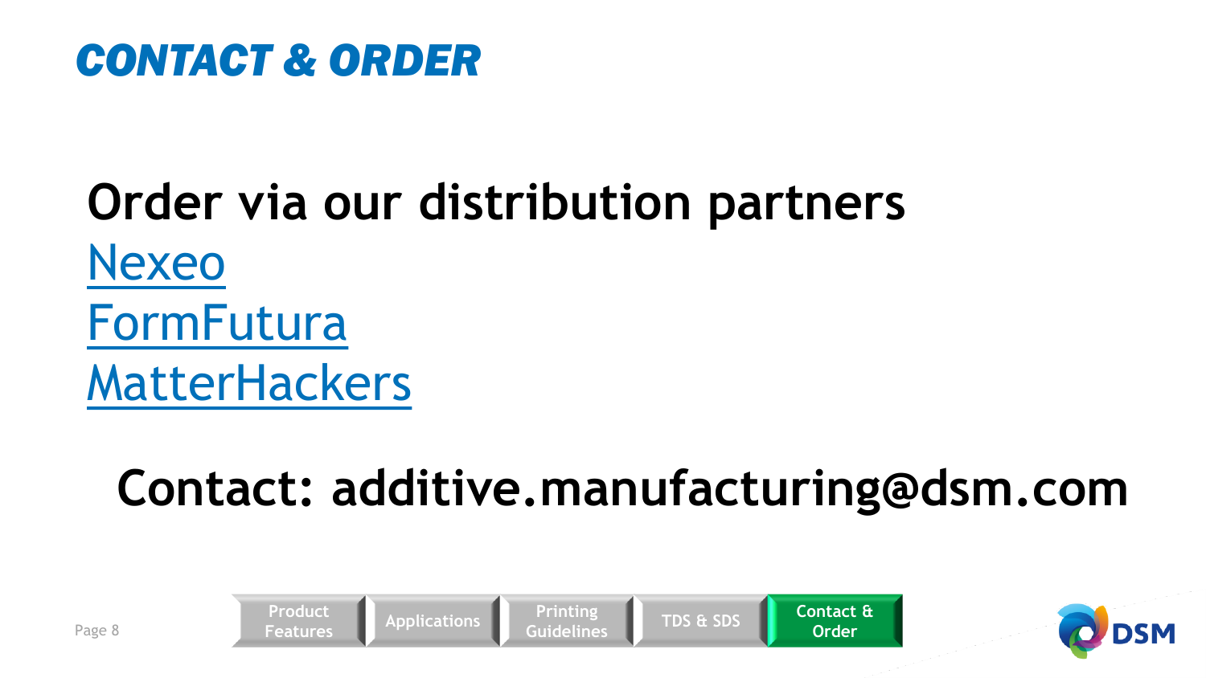# CONTACT & ORDER

## Order via our distribution partners

Nexeo

FormFutura

MatterHackers

**Contact: additive.manufacturing@dsm.com**

Product Features | Applications | Printing Guidelines | TDS & SDS | Contact & Order